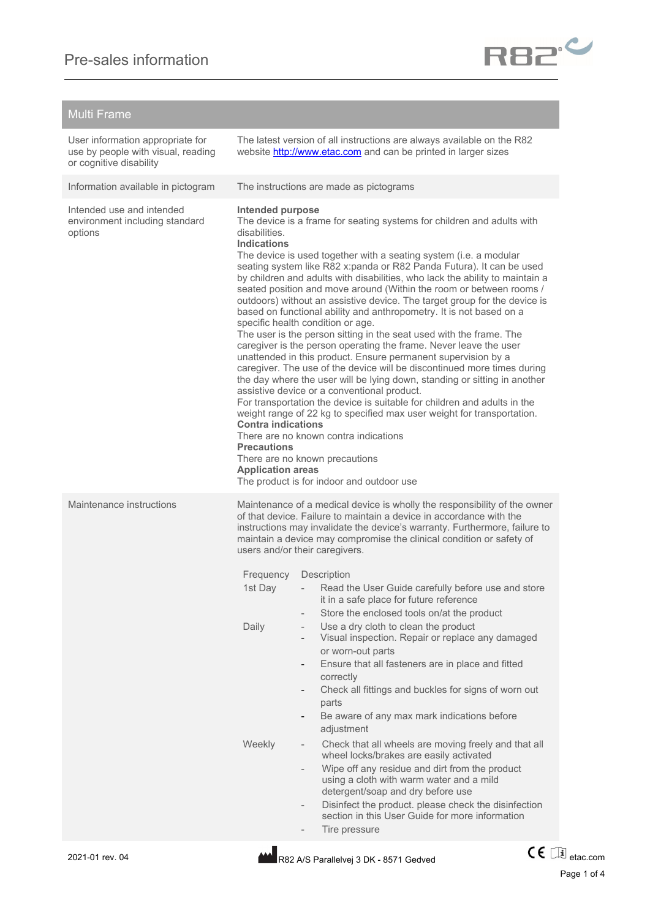# Pre-sales information

## Multi Frame

| | |
|---|---|
| User information appropriate for use by people with visual, reading or cognitive disability | The latest version of all instructions are always available on the R82 website [http://www.etac.com](http://www.etac.com) and can be printed in larger sizes |
| Information available in pictogram | The instructions are made as pictograms |
| Intended use and intended environment including standard options | **Intended purpose**<br>The device is a frame for seating systems for children and adults with disabilities.<br>**Indications**<br>The device is used together with a seating system (i.e. a modular seating system like R82 x:panda or R82 Panda Futura). It can be used by children and adults with disabilities, who lack the ability to maintain a seated position and move around (Within the room or between rooms / outdoors) without an assistive device. The target group for the device is based on functional ability and anthropometry. It is not based on a specific health condition or age.<br>The user is the person sitting in the seat used with the frame. The caregiver is the person operating the frame. Never leave the user unattended in this product. Ensure permanent supervision by a caregiver. The use of the device will be discontinued more times during the day where the user will be lying down, standing or sitting in another assistive device or a conventional product.<br>For transportation the device is suitable for children and adults in the weight range of 22 kg to specified max user weight for transportation.<br>**Contra indications**<br>There are no known contra indications<br>**Precautions**<br>There are no known precautions<br>**Application areas**<br>The product is for indoor and outdoor use |
| Maintenance instructions | Maintenance of a medical device is wholly the responsibility of the owner of that device. Failure to maintain a device in accordance with the instructions may invalidate the device's warranty. Furthermore, failure to maintain a device may compromise the clinical condition or safety of users and/or their caregivers. |

| Frequency | Description |
|---|---|
| 1st Day | - Read the User Guide carefully before use and store it in a safe place for future reference<br>- Store the enclosed tools on/at the product |
| Daily | - Use a dry cloth to clean the product<br>- Visual inspection. Repair or replace any damaged or worn-out parts<br>- Ensure that all fasteners are in place and fitted correctly<br>- Check all fittings and buckles for signs of worn out parts<br>- Be aware of any max mark indications before adjustment |
| Weekly | - Check that all wheels are moving freely and that all wheel locks/brakes are easily activated<br>- Wipe off any residue and dirt from the product using a cloth with warm water and a mild detergent/soap and dry before use<br>- Disinfect the product. please check the disinfection section in this User Guide for more information<br>- Tire pressure |

2021-01 rev. 04

R82 A/S Parallelvej 3 DK - 8571 Gedved

etac.com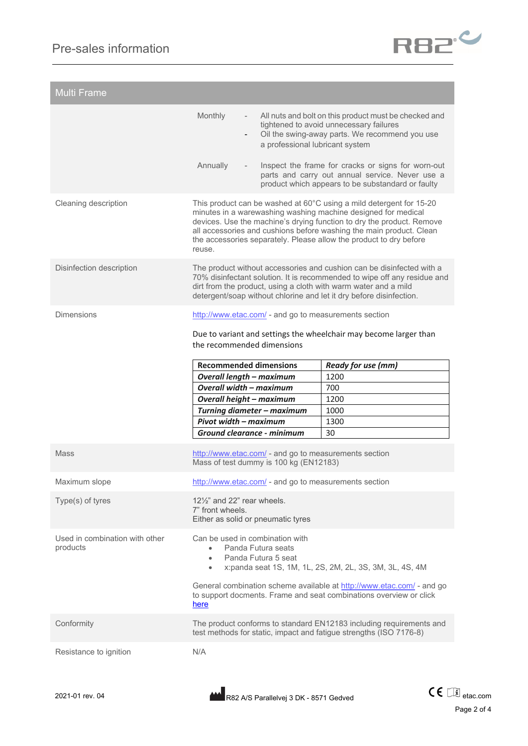## Multi Frame

| | |
|---|---|
| | Monthly - All nuts and bolt on this product must be checked and tightened to avoid unnecessary failures<br>- Oil the swing-away parts. We recommend you use a professional lubricant system<br><br>Annually - Inspect the frame for cracks or signs for worn-out parts and carry out annual service. Never use a product which appears to be substandard or faulty |
| Cleaning description | This product can be washed at 60°C using a mild detergent for 15-20 minutes in a warewashing washing machine designed for medical devices. Use the machine's drying function to dry the product. Remove all accessories and cushions before washing the main product. Clean the accessories separately. Please allow the product to dry before reuse. |
| Disinfection description | The product without accessories and cushion can be disinfected with a 70% disinfectant solution. It is recommended to wipe off any residue and dirt from the product, using a cloth with warm water and a mild detergent/soap without chlorine and let it dry before disinfection. |
| Dimensions | http://www.etac.com/ - and go to measurements section<br><br>Due to variant and settings the wheelchair may become larger than the recommended dimensions |

| Recommended dimensions | *Ready for use (mm)* |
|---|---|
| ***Overall length – maximum*** | 1200 |
| ***Overall width – maximum*** | 700 |
| ***Overall height – maximum*** | 1200 |
| ***Turning diameter – maximum*** | 1000 |
| ***Pivot width – maximum*** | 1300 |
| ***Ground clearance - minimum*** | 30 |

| | |
|---|---|
| Mass | http://www.etac.com/ - and go to measurements section<br>Mass of test dummy is 100 kg (EN12183) |
| Maximum slope | http://www.etac.com/ - and go to measurements section |
| Type(s) of tyres | 12½" and 22" rear wheels.<br>7" front wheels.<br>Either as solid or pneumatic tyres |
| Used in combination with other products | Can be used in combination with<br>• Panda Futura seats<br>• Panda Futura 5 seat<br>• x:panda seat 1S, 1M, 1L, 2S, 2M, 2L, 3S, 3M, 3L, 4S, 4M<br><br>General combination scheme available at http://www.etac.com/ - and go to support docments. Frame and seat combinations overview or click here |
| Conformity | The product conforms to standard EN12183 including requirements and test methods for static, impact and fatigue strengths (ISO 7176-8) |
| Resistance to ignition | N/A |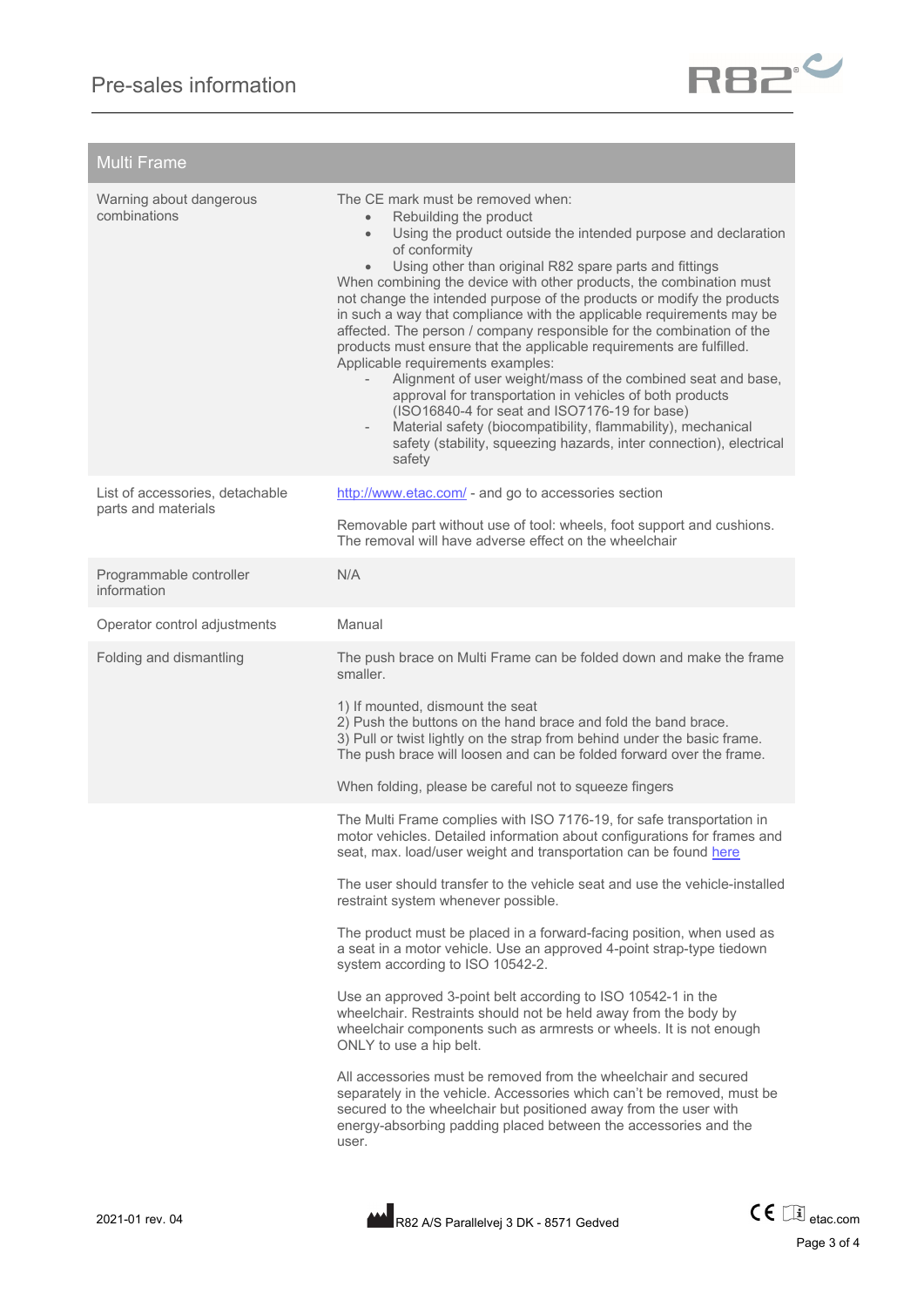| Multi Frame | |
|---|---|
| Warning about dangerous combinations | The CE mark must be removed when:<br>• Rebuilding the product<br>• Using the product outside the intended purpose and declaration of conformity<br>• Using other than original R82 spare parts and fittings<br>When combining the device with other products, the combination must not change the intended purpose of the products or modify the products in such a way that compliance with the applicable requirements may be affected. The person / company responsible for the combination of the products must ensure that the applicable requirements are fulfilled.<br>Applicable requirements examples:<br>- Alignment of user weight/mass of the combined seat and base, approval for transportation in vehicles of both products (ISO16840-4 for seat and ISO7176-19 for base)<br>- Material safety (biocompatibility, flammability), mechanical safety (stability, squeezing hazards, inter connection), electrical safety |
| List of accessories, detachable parts and materials | [http://www.etac.com/](http://www.etac.com/) - and go to accessories section<br><br>Removable part without use of tool: wheels, foot support and cushions. The removal will have adverse effect on the wheelchair |
| Programmable controller information | N/A |
| Operator control adjustments | Manual |
| Folding and dismantling | The push brace on Multi Frame can be folded down and make the frame smaller.<br><br>1) If mounted, dismount the seat<br>2) Push the buttons on the hand brace and fold the band brace.<br>3) Pull or twist lightly on the strap from behind under the basic frame. The push brace will loosen and can be folded forward over the frame.<br><br>When folding, please be careful not to squeeze fingers |
| | The Multi Frame complies with ISO 7176-19, for safe transportation in motor vehicles. Detailed information about configurations for frames and seat, max. load/user weight and transportation can be found here<br><br>The user should transfer to the vehicle seat and use the vehicle-installed restraint system whenever possible.<br><br>The product must be placed in a forward-facing position, when used as a seat in a motor vehicle. Use an approved 4-point strap-type tiedown system according to ISO 10542-2.<br><br>Use an approved 3-point belt according to ISO 10542-1 in the wheelchair. Restraints should not be held away from the body by wheelchair components such as armrests or wheels. It is not enough ONLY to use a hip belt.<br><br>All accessories must be removed from the wheelchair and secured separately in the vehicle. Accessories which can't be removed, must be secured to the wheelchair but positioned away from the user with energy-absorbing padding placed between the accessories and the user. |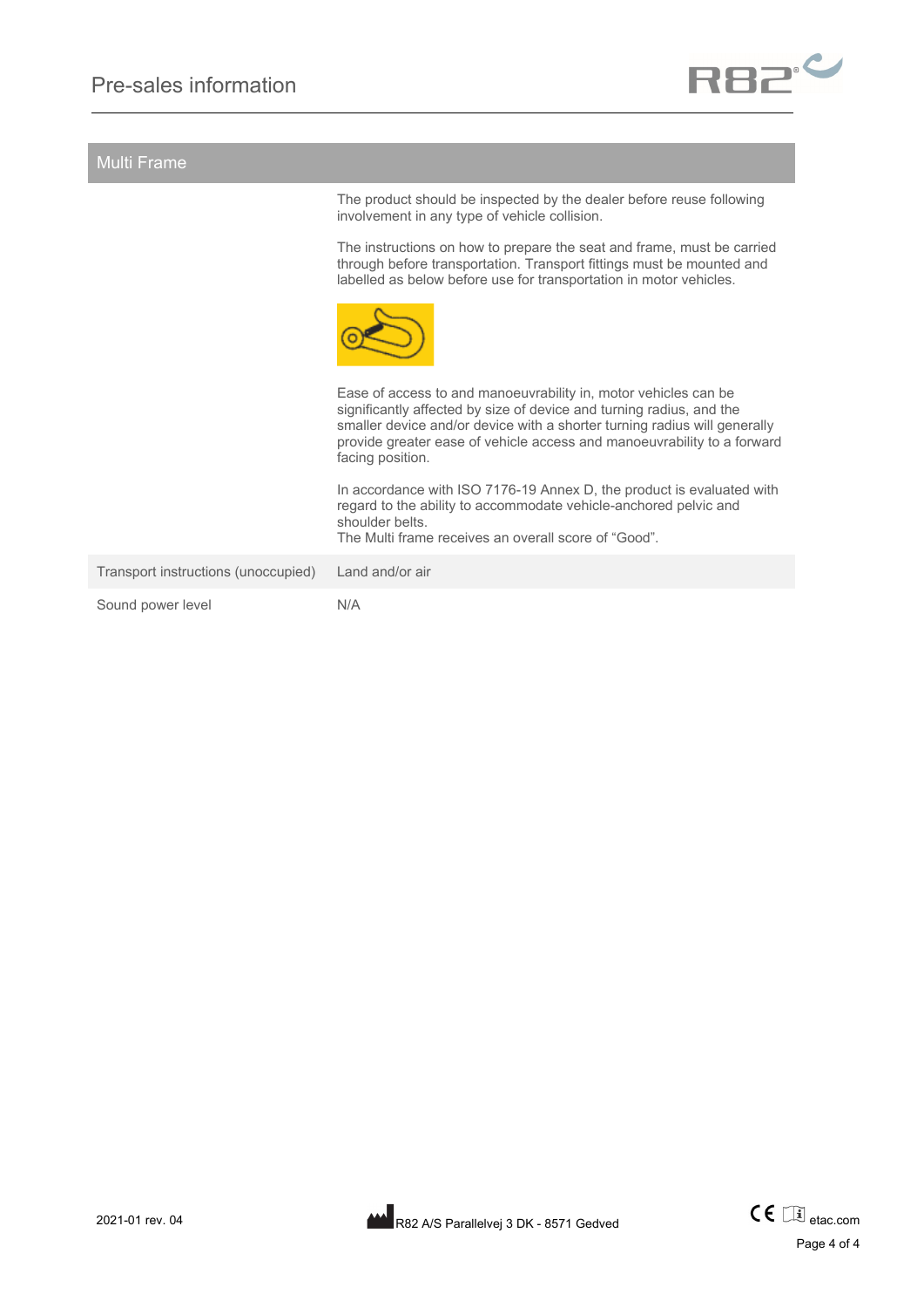## Multi Frame

| | |
|---|---|
| | The product should be inspected by the dealer before reuse following involvement in any type of vehicle collision.<br><br>The instructions on how to prepare the seat and frame, must be carried through before transportation. Transport fittings must be mounted and labelled as below before use for transportation in motor vehicles.<br><br>Ease of access to and manoeuvrability in, motor vehicles can be significantly affected by size of device and turning radius, and the smaller device and/or device with a shorter turning radius will generally provide greater ease of vehicle access and manoeuvrability to a forward facing position.<br><br>In accordance with ISO 7176-19 Annex D, the product is evaluated with regard to the ability to accommodate vehicle-anchored pelvic and shoulder belts.<br>The Multi frame receives an overall score of "Good". |
| Transport instructions (unoccupied) | Land and/or air |
| Sound power level | N/A |

2021-01 rev. 04

R82 A/S Parallelvej 3 DK - 8571 Gedved

etac.com